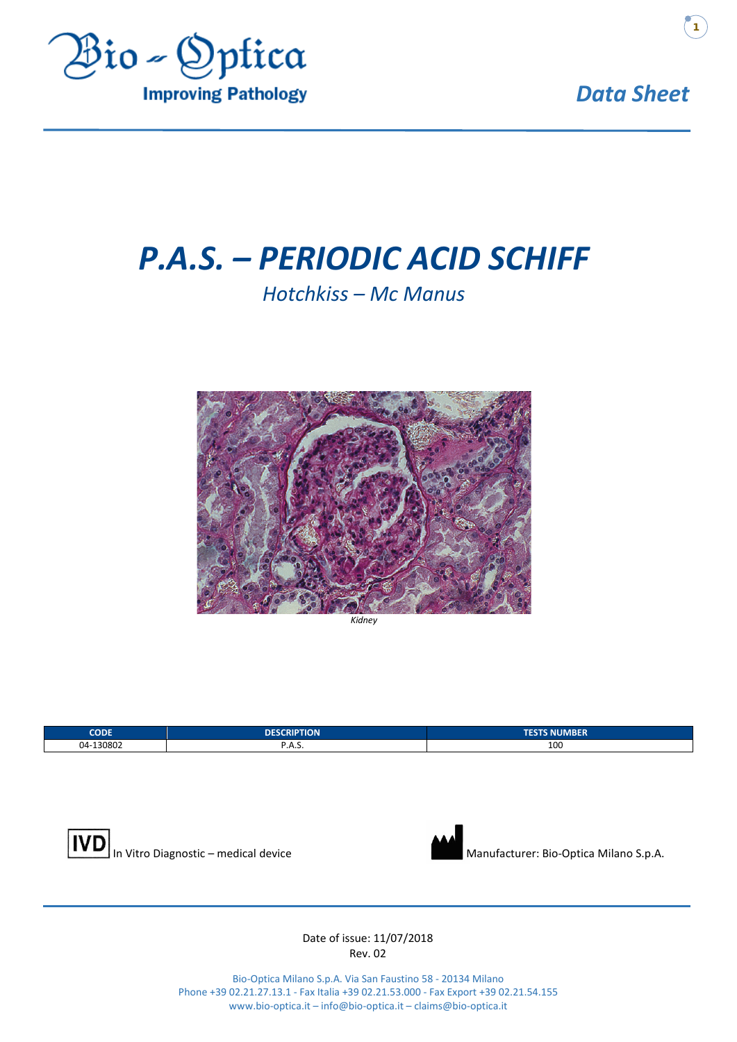Data Sheet

# P.A.S. – PERIODIC ACID SCHIFF

## *Hotchkiss – Mc Manus*

*Kidney*

| CODE | DESCRIPTION | TESTS NUMBER |
| --- | --- | --- |
| 04-130802 | P.A.S. | 100 |

IVD In Vitro Diagnostic – medical device

Manufacturer: Bio-Optica Milano S.p.A.

Date of issue: 11/07/2018
Rev. 02

Bio-Optica Milano S.p.A. Via San Faustino 58 - 20134 Milano
Phone +39 02.21.27.13.1 - Fax Italia +39 02.21.53.000 - Fax Export +39 02.21.54.155
www.bio-optica.it – info@bio-optica.it – claims@bio-optica.it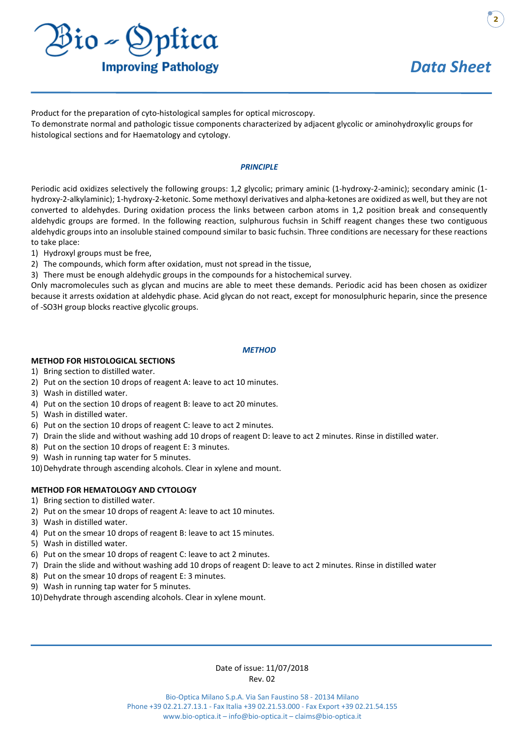Product for the preparation of cyto-histological samples for optical microscopy.
To demonstrate normal and pathologic tissue components characterized by adjacent glycolic or aminohydroxylic groups for histological sections and for Haematology and cytology.

### *PRINCIPLE*

Periodic acid oxidizes selectively the following groups: 1,2 glycolic; primary aminic (1-hydroxy-2-aminic); secondary aminic (1-hydroxy-2-alkylaminic); 1-hydroxy-2-ketonic. Some methoxyl derivatives and alpha-ketones are oxidized as well, but they are not converted to aldehydes. During oxidation process the links between carbon atoms in 1,2 position break and consequently aldehydic groups are formed. In the following reaction, sulphurous fuchsin in Schiff reagent changes these two contiguous aldehydic groups into an insoluble stained compound similar to basic fuchsin. Three conditions are necessary for these reactions to take place:

1) Hydroxyl groups must be free,
2) The compounds, which form after oxidation, must not spread in the tissue,
3) There must be enough aldehydic groups in the compounds for a histochemical survey.

Only macromolecules such as glycan and mucins are able to meet these demands. Periodic acid has been chosen as oxidizer because it arrests oxidation at aldehydic phase. Acid glycan do not react, except for monosulphuric heparin, since the presence of -SO3H group blocks reactive glycolic groups.

### *METHOD*

**METHOD FOR HISTOLOGICAL SECTIONS**

1) Bring section to distilled water.
2) Put on the section 10 drops of reagent A: leave to act 10 minutes.
3) Wash in distilled water.
4) Put on the section 10 drops of reagent B: leave to act 20 minutes.
5) Wash in distilled water.
6) Put on the section 10 drops of reagent C: leave to act 2 minutes.
7) Drain the slide and without washing add 10 drops of reagent D: leave to act 2 minutes. Rinse in distilled water.
8) Put on the section 10 drops of reagent E: 3 minutes.
9) Wash in running tap water for 5 minutes.
10) Dehydrate through ascending alcohols. Clear in xylene and mount.

**METHOD FOR HEMATOLOGY AND CYTOLOGY**

1) Bring section to distilled water.
2) Put on the smear 10 drops of reagent A: leave to act 10 minutes.
3) Wash in distilled water.
4) Put on the smear 10 drops of reagent B: leave to act 15 minutes.
5) Wash in distilled water.
6) Put on the smear 10 drops of reagent C: leave to act 2 minutes.
7) Drain the slide and without washing add 10 drops of reagent D: leave to act 2 minutes. Rinse in distilled water
8) Put on the smear 10 drops of reagent E: 3 minutes.
9) Wash in running tap water for 5 minutes.
10) Dehydrate through ascending alcohols. Clear in xylene mount.

Date of issue: 11/07/2018
Rev. 02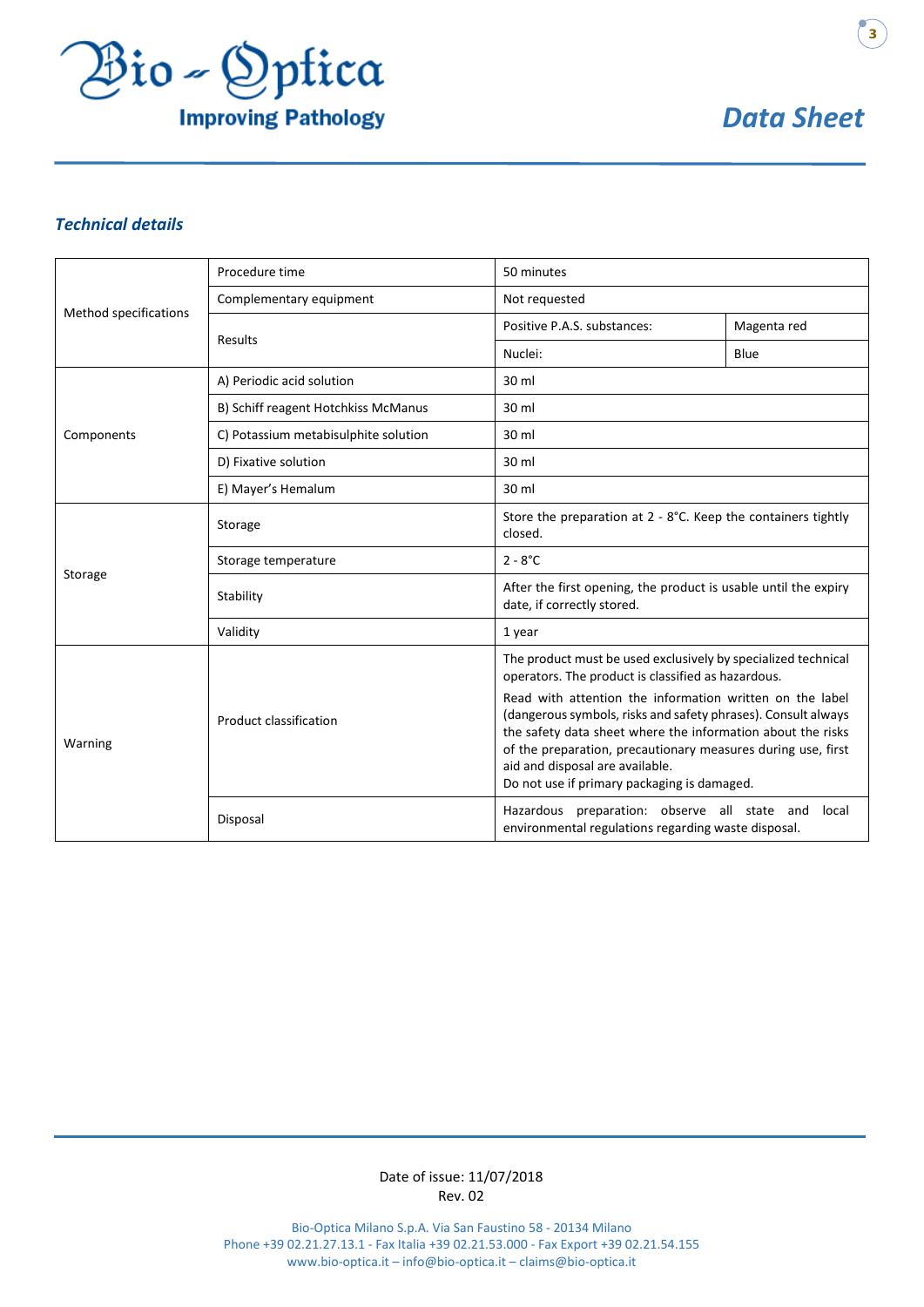## Technical details

| | | | |
|---|---|---|---|
| Method specifications | Procedure time | 50 minutes | |
| | Complementary equipment | Not requested | |
| | Results | Positive P.A.S. substances: | Magenta red |
| | | Nuclei: | Blue |
| Components | A) Periodic acid solution | 30 ml | |
| | B) Schiff reagent Hotchkiss McManus | 30 ml | |
| | C) Potassium metabisulphite solution | 30 ml | |
| | D) Fixative solution | 30 ml | |
| | E) Mayer's Hemalum | 30 ml | |
| Storage | Storage | Store the preparation at 2 - 8°C. Keep the containers tightly closed. | |
| | Storage temperature | 2 - 8°C | |
| | Stability | After the first opening, the product is usable until the expiry date, if correctly stored. | |
| | Validity | 1 year | |
| Warning | Product classification | The product must be used exclusively by specialized technical operators. The product is classified as hazardous. Read with attention the information written on the label (dangerous symbols, risks and safety phrases). Consult always the safety data sheet where the information about the risks of the preparation, precautionary measures during use, first aid and disposal are available. Do not use if primary packaging is damaged. | |
| | Disposal | Hazardous preparation: observe all state and local environmental regulations regarding waste disposal. | |

Date of issue: 11/07/2018
Rev. 02

Bio-Optica Milano S.p.A. Via San Faustino 58 - 20134 Milano
Phone +39 02.21.27.13.1 - Fax Italia +39 02.21.53.000 - Fax Export +39 02.21.54.155
www.bio-optica.it – info@bio-optica.it – claims@bio-optica.it